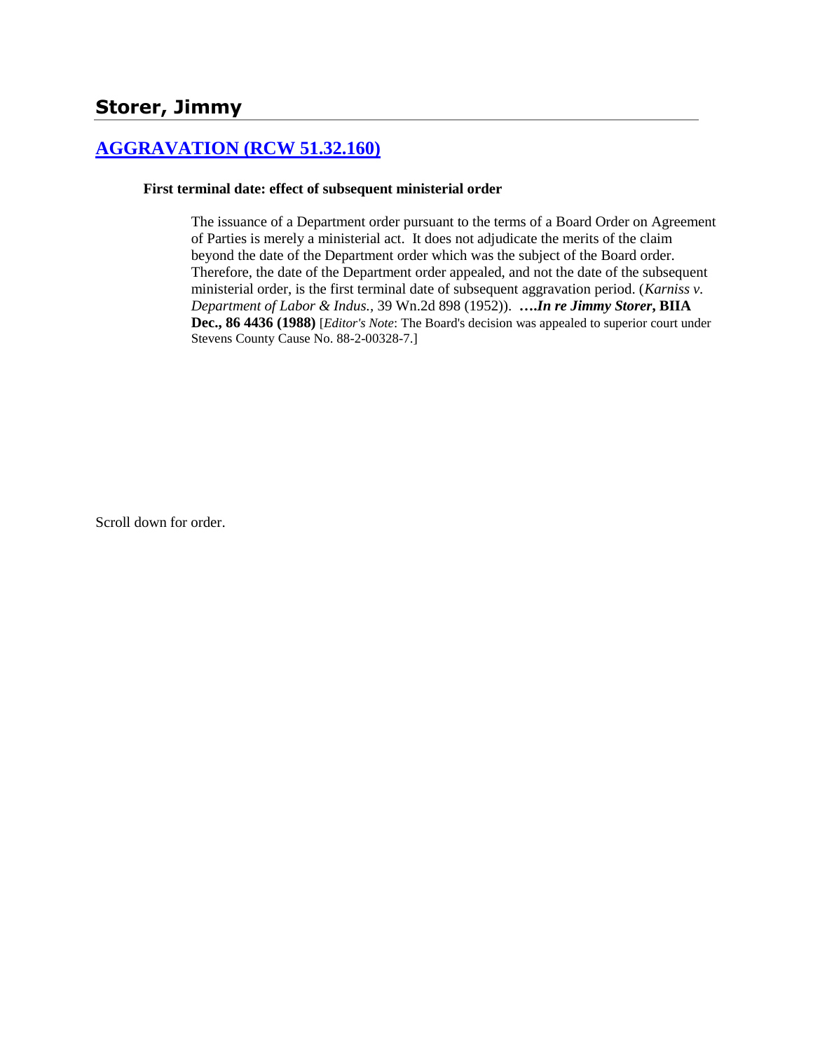## Storer, Jimmy

### [AGGRAVATION (RCW 51.32.160)]

**First terminal date: effect of subsequent ministerial order**

> The issuance of a Department order pursuant to the terms of a Board Order on Agreement of Parties is merely a ministerial act. It does not adjudicate the merits of the claim beyond the date of the Department order which was the subject of the Board order. Therefore, the date of the Department order appealed, and not the date of the subsequent ministerial order, is the first terminal date of subsequent aggravation period. (*Karniss v. Department of Labor & Indus.*, 39 Wn.2d 898 (1952)). **….*In re Jimmy Storer*, BIIA Dec., 86 4436 (1988)** [*Editor's Note*: The Board's decision was appealed to superior court under Stevens County Cause No. 88-2-00328-7.]

Scroll down for order.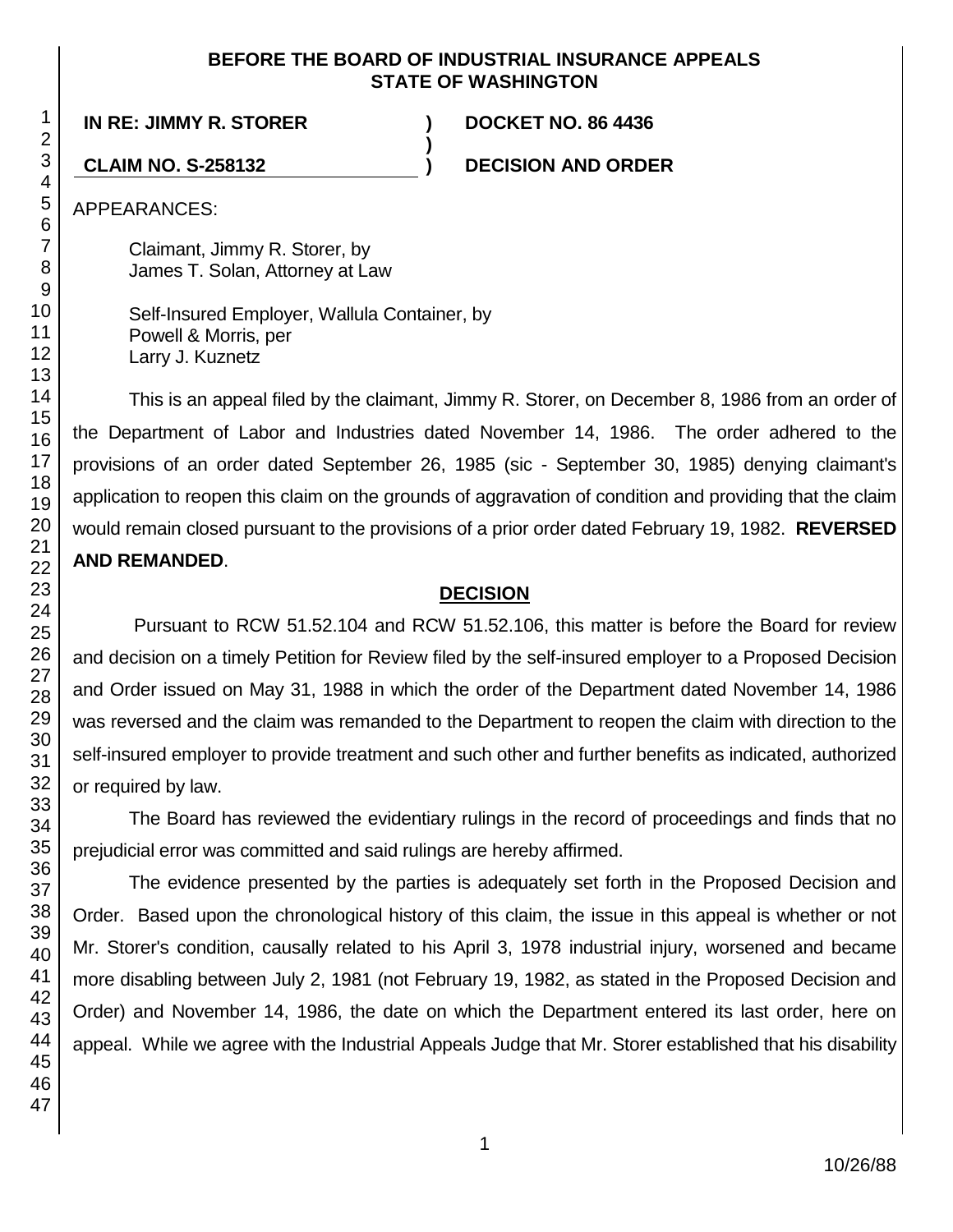**BEFORE THE BOARD OF INDUSTRIAL INSURANCE APPEALS**
**STATE OF WASHINGTON**

**IN RE: JIMMY R. STORER** ) **DOCKET NO. 86 4436**
)
**CLAIM NO. S-258132** ) **DECISION AND ORDER**

APPEARANCES:

Claimant, Jimmy R. Storer, by
James T. Solan, Attorney at Law

Self-Insured Employer, Wallula Container, by
Powell & Morris, per
Larry J. Kuznetz

This is an appeal filed by the claimant, Jimmy R. Storer, on December 8, 1986 from an order of the Department of Labor and Industries dated November 14, 1986. The order adhered to the provisions of an order dated September 26, 1985 (sic - September 30, 1985) denying claimant's application to reopen this claim on the grounds of aggravation of condition and providing that the claim would remain closed pursuant to the provisions of a prior order dated February 19, 1982. **REVERSED AND REMANDED**.

## DECISION

Pursuant to RCW 51.52.104 and RCW 51.52.106, this matter is before the Board for review and decision on a timely Petition for Review filed by the self-insured employer to a Proposed Decision and Order issued on May 31, 1988 in which the order of the Department dated November 14, 1986 was reversed and the claim was remanded to the Department to reopen the claim with direction to the self-insured employer to provide treatment and such other and further benefits as indicated, authorized or required by law.

The Board has reviewed the evidentiary rulings in the record of proceedings and finds that no prejudicial error was committed and said rulings are hereby affirmed.

The evidence presented by the parties is adequately set forth in the Proposed Decision and Order. Based upon the chronological history of this claim, the issue in this appeal is whether or not Mr. Storer's condition, causally related to his April 3, 1978 industrial injury, worsened and became more disabling between July 2, 1981 (not February 19, 1982, as stated in the Proposed Decision and Order) and November 14, 1986, the date on which the Department entered its last order, here on appeal. While we agree with the Industrial Appeals Judge that Mr. Storer established that his disability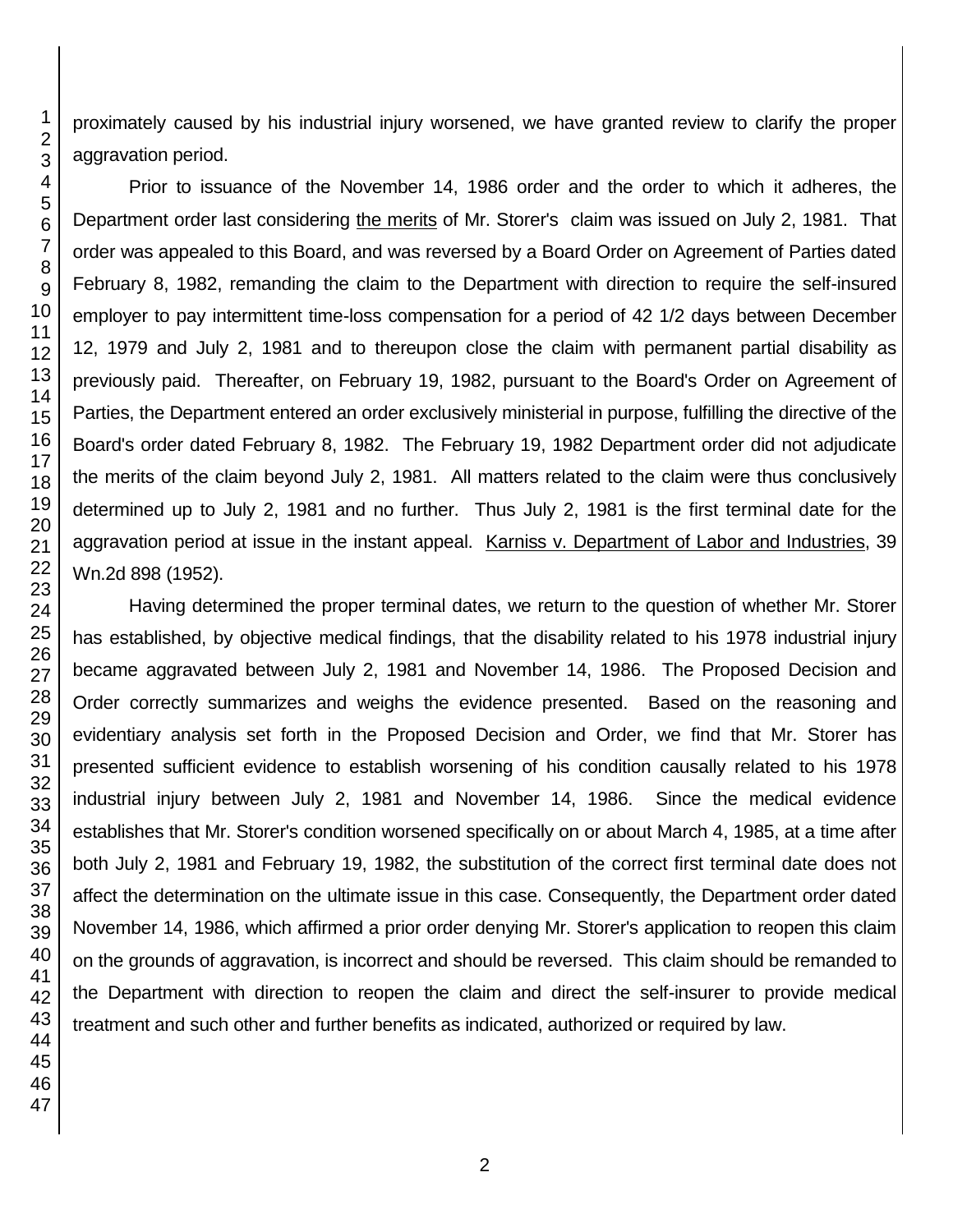proximately caused by his industrial injury worsened, we have granted review to clarify the proper aggravation period.

Prior to issuance of the November 14, 1986 order and the order to which it adheres, the Department order last considering the merits of Mr. Storer's claim was issued on July 2, 1981. That order was appealed to this Board, and was reversed by a Board Order on Agreement of Parties dated February 8, 1982, remanding the claim to the Department with direction to require the self-insured employer to pay intermittent time-loss compensation for a period of 42 1/2 days between December 12, 1979 and July 2, 1981 and to thereupon close the claim with permanent partial disability as previously paid. Thereafter, on February 19, 1982, pursuant to the Board's Order on Agreement of Parties, the Department entered an order exclusively ministerial in purpose, fulfilling the directive of the Board's order dated February 8, 1982. The February 19, 1982 Department order did not adjudicate the merits of the claim beyond July 2, 1981. All matters related to the claim were thus conclusively determined up to July 2, 1981 and no further. Thus July 2, 1981 is the first terminal date for the aggravation period at issue in the instant appeal. Karniss v. Department of Labor and Industries, 39 Wn.2d 898 (1952).

Having determined the proper terminal dates, we return to the question of whether Mr. Storer has established, by objective medical findings, that the disability related to his 1978 industrial injury became aggravated between July 2, 1981 and November 14, 1986. The Proposed Decision and Order correctly summarizes and weighs the evidence presented. Based on the reasoning and evidentiary analysis set forth in the Proposed Decision and Order, we find that Mr. Storer has presented sufficient evidence to establish worsening of his condition causally related to his 1978 industrial injury between July 2, 1981 and November 14, 1986. Since the medical evidence establishes that Mr. Storer's condition worsened specifically on or about March 4, 1985, at a time after both July 2, 1981 and February 19, 1982, the substitution of the correct first terminal date does not affect the determination on the ultimate issue in this case. Consequently, the Department order dated November 14, 1986, which affirmed a prior order denying Mr. Storer's application to reopen this claim on the grounds of aggravation, is incorrect and should be reversed. This claim should be remanded to the Department with direction to reopen the claim and direct the self-insurer to provide medical treatment and such other and further benefits as indicated, authorized or required by law.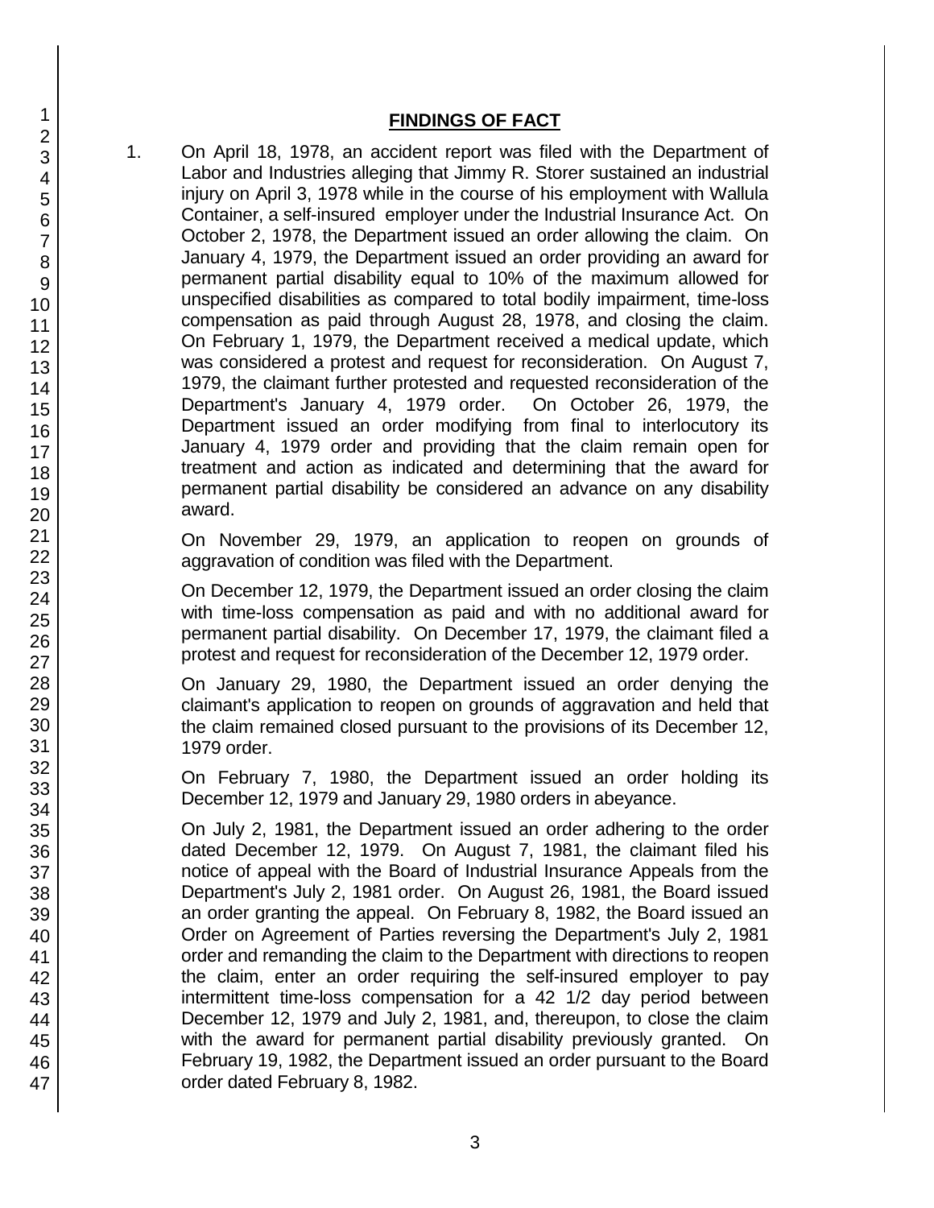## FINDINGS OF FACT

1. On April 18, 1978, an accident report was filed with the Department of Labor and Industries alleging that Jimmy R. Storer sustained an industrial injury on April 3, 1978 while in the course of his employment with Wallula Container, a self-insured employer under the Industrial Insurance Act. On October 2, 1978, the Department issued an order allowing the claim. On January 4, 1979, the Department issued an order providing an award for permanent partial disability equal to 10% of the maximum allowed for unspecified disabilities as compared to total bodily impairment, time-loss compensation as paid through August 28, 1978, and closing the claim. On February 1, 1979, the Department received a medical update, which was considered a protest and request for reconsideration. On August 7, 1979, the claimant further protested and requested reconsideration of the Department's January 4, 1979 order. On October 26, 1979, the Department issued an order modifying from final to interlocutory its January 4, 1979 order and providing that the claim remain open for treatment and action as indicated and determining that the award for permanent partial disability be considered an advance on any disability award.

   On November 29, 1979, an application to reopen on grounds of aggravation of condition was filed with the Department.

   On December 12, 1979, the Department issued an order closing the claim with time-loss compensation as paid and with no additional award for permanent partial disability. On December 17, 1979, the claimant filed a protest and request for reconsideration of the December 12, 1979 order.

   On January 29, 1980, the Department issued an order denying the claimant's application to reopen on grounds of aggravation and held that the claim remained closed pursuant to the provisions of its December 12, 1979 order.

   On February 7, 1980, the Department issued an order holding its December 12, 1979 and January 29, 1980 orders in abeyance.

   On July 2, 1981, the Department issued an order adhering to the order dated December 12, 1979. On August 7, 1981, the claimant filed his notice of appeal with the Board of Industrial Insurance Appeals from the Department's July 2, 1981 order. On August 26, 1981, the Board issued an order granting the appeal. On February 8, 1982, the Board issued an Order on Agreement of Parties reversing the Department's July 2, 1981 order and remanding the claim to the Department with directions to reopen the claim, enter an order requiring the self-insured employer to pay intermittent time-loss compensation for a 42 1/2 day period between December 12, 1979 and July 2, 1981, and, thereupon, to close the claim with the award for permanent partial disability previously granted. On February 19, 1982, the Department issued an order pursuant to the Board order dated February 8, 1982.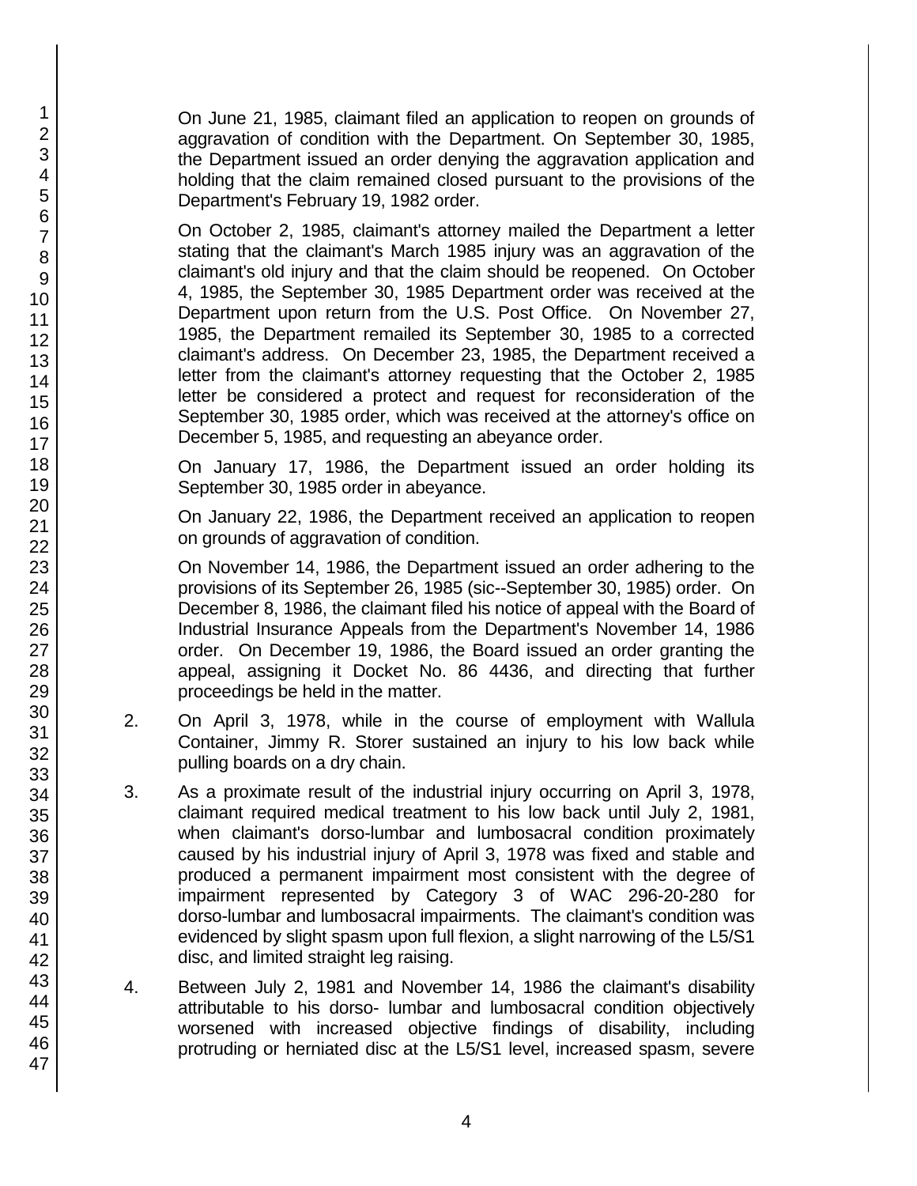On June 21, 1985, claimant filed an application to reopen on grounds of aggravation of condition with the Department. On September 30, 1985, the Department issued an order denying the aggravation application and holding that the claim remained closed pursuant to the provisions of the Department's February 19, 1982 order.

On October 2, 1985, claimant's attorney mailed the Department a letter stating that the claimant's March 1985 injury was an aggravation of the claimant's old injury and that the claim should be reopened. On October 4, 1985, the September 30, 1985 Department order was received at the Department upon return from the U.S. Post Office. On November 27, 1985, the Department remailed its September 30, 1985 to a corrected claimant's address. On December 23, 1985, the Department received a letter from the claimant's attorney requesting that the October 2, 1985 letter be considered a protect and request for reconsideration of the September 30, 1985 order, which was received at the attorney's office on December 5, 1985, and requesting an abeyance order.

On January 17, 1986, the Department issued an order holding its September 30, 1985 order in abeyance.

On January 22, 1986, the Department received an application to reopen on grounds of aggravation of condition.

On November 14, 1986, the Department issued an order adhering to the provisions of its September 26, 1985 (sic--September 30, 1985) order. On December 8, 1986, the claimant filed his notice of appeal with the Board of Industrial Insurance Appeals from the Department's November 14, 1986 order. On December 19, 1986, the Board issued an order granting the appeal, assigning it Docket No. 86 4436, and directing that further proceedings be held in the matter.

2. On April 3, 1978, while in the course of employment with Wallula Container, Jimmy R. Storer sustained an injury to his low back while pulling boards on a dry chain.

3. As a proximate result of the industrial injury occurring on April 3, 1978, claimant required medical treatment to his low back until July 2, 1981, when claimant's dorso-lumbar and lumbosacral condition proximately caused by his industrial injury of April 3, 1978 was fixed and stable and produced a permanent impairment most consistent with the degree of impairment represented by Category 3 of WAC 296-20-280 for dorso-lumbar and lumbosacral impairments. The claimant's condition was evidenced by slight spasm upon full flexion, a slight narrowing of the L5/S1 disc, and limited straight leg raising.

4. Between July 2, 1981 and November 14, 1986 the claimant's disability attributable to his dorso- lumbar and lumbosacral condition objectively worsened with increased objective findings of disability, including protruding or herniated disc at the L5/S1 level, increased spasm, severe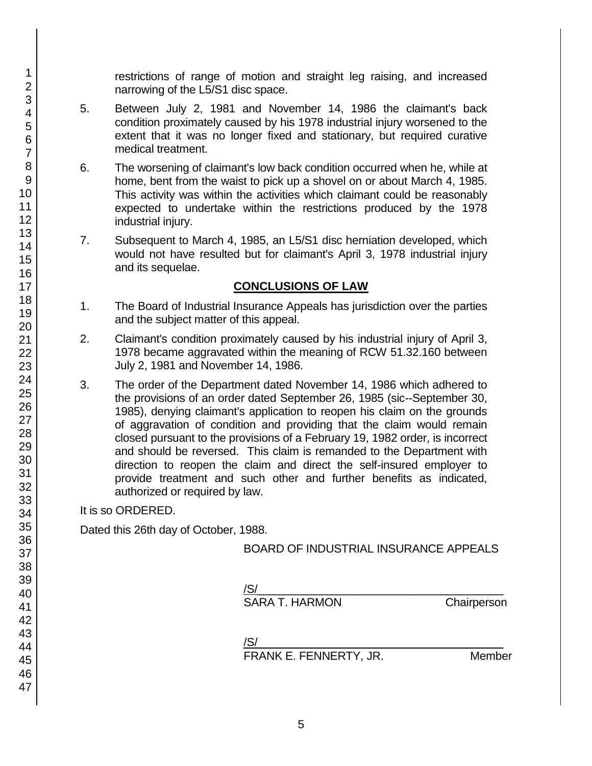restrictions of range of motion and straight leg raising, and increased narrowing of the L5/S1 disc space.

5. Between July 2, 1981 and November 14, 1986 the claimant's back condition proximately caused by his 1978 industrial injury worsened to the extent that it was no longer fixed and stationary, but required curative medical treatment.

6. The worsening of claimant's low back condition occurred when he, while at home, bent from the waist to pick up a shovel on or about March 4, 1985. This activity was within the activities which claimant could be reasonably expected to undertake within the restrictions produced by the 1978 industrial injury.

7. Subsequent to March 4, 1985, an L5/S1 disc herniation developed, which would not have resulted but for claimant's April 3, 1978 industrial injury and its sequelae.

## CONCLUSIONS OF LAW

1. The Board of Industrial Insurance Appeals has jurisdiction over the parties and the subject matter of this appeal.

2. Claimant's condition proximately caused by his industrial injury of April 3, 1978 became aggravated within the meaning of RCW 51.32.160 between July 2, 1981 and November 14, 1986.

3. The order of the Department dated November 14, 1986 which adhered to the provisions of an order dated September 26, 1985 (sic--September 30, 1985), denying claimant's application to reopen his claim on the grounds of aggravation of condition and providing that the claim would remain closed pursuant to the provisions of a February 19, 1982 order, is incorrect and should be reversed. This claim is remanded to the Department with direction to reopen the claim and direct the self-insured employer to provide treatment and such other and further benefits as indicated, authorized or required by law.

It is so ORDERED.

Dated this 26th day of October, 1988.

BOARD OF INDUSTRIAL INSURANCE APPEALS

/S/
SARA T. HARMON Chairperson

/S/
FRANK E. FENNERTY, JR. Member